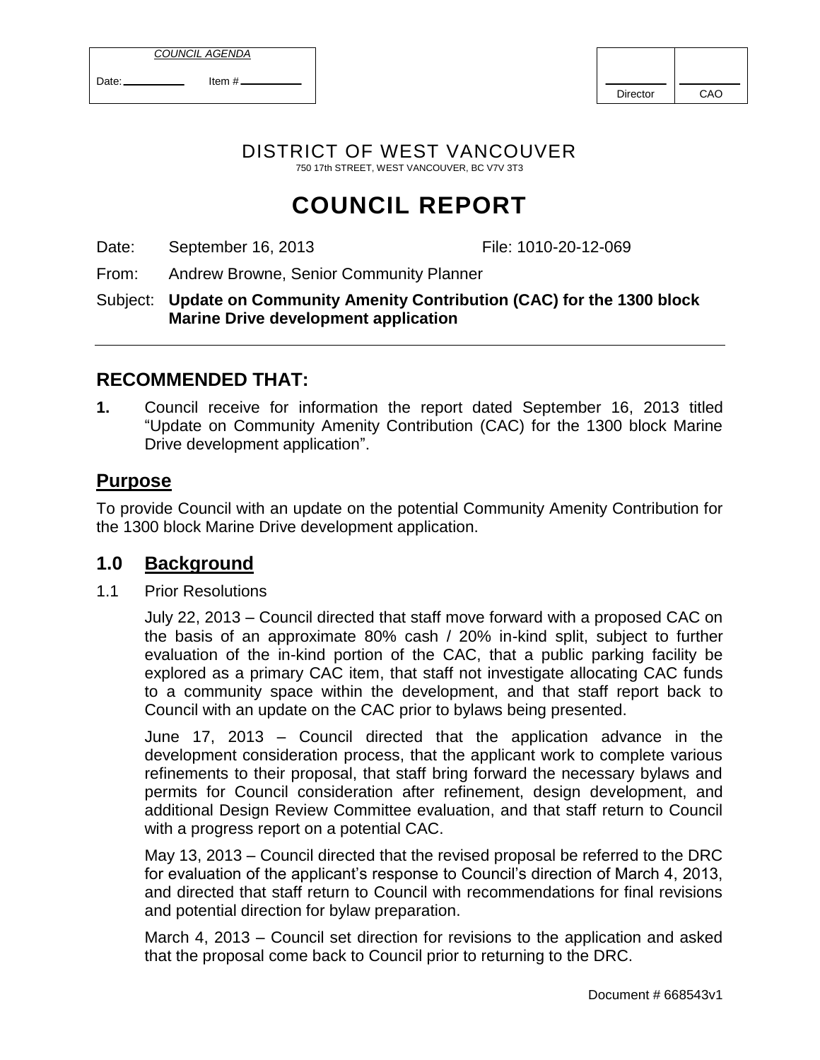| COUNCIL AGENDA | |
| --- | --- |
| Date: | Item # |

| Director | CAO |
| --- | --- |

DISTRICT OF WEST VANCOUVER

750 17th STREET, WEST VANCOUVER, BC V7V 3T3

# COUNCIL REPORT

Date: September 16, 2013 File: 1010-20-12-069

From: Andrew Browne, Senior Community Planner

Subject: **Update on Community Amenity Contribution (CAC) for the 1300 block Marine Drive development application**

---

## RECOMMENDED THAT:

**1.** Council receive for information the report dated September 16, 2013 titled "Update on Community Amenity Contribution (CAC) for the 1300 block Marine Drive development application".

## Purpose

To provide Council with an update on the potential Community Amenity Contribution for the 1300 block Marine Drive development application.

## 1.0 Background

1.1 Prior Resolutions

July 22, 2013 – Council directed that staff move forward with a proposed CAC on the basis of an approximate 80% cash / 20% in-kind split, subject to further evaluation of the in-kind portion of the CAC, that a public parking facility be explored as a primary CAC item, that staff not investigate allocating CAC funds to a community space within the development, and that staff report back to Council with an update on the CAC prior to bylaws being presented.

June 17, 2013 – Council directed that the application advance in the development consideration process, that the applicant work to complete various refinements to their proposal, that staff bring forward the necessary bylaws and permits for Council consideration after refinement, design development, and additional Design Review Committee evaluation, and that staff return to Council with a progress report on a potential CAC.

May 13, 2013 – Council directed that the revised proposal be referred to the DRC for evaluation of the applicant's response to Council's direction of March 4, 2013, and directed that staff return to Council with recommendations for final revisions and potential direction for bylaw preparation.

March 4, 2013 – Council set direction for revisions to the application and asked that the proposal come back to Council prior to returning to the DRC.

Document # 668543v1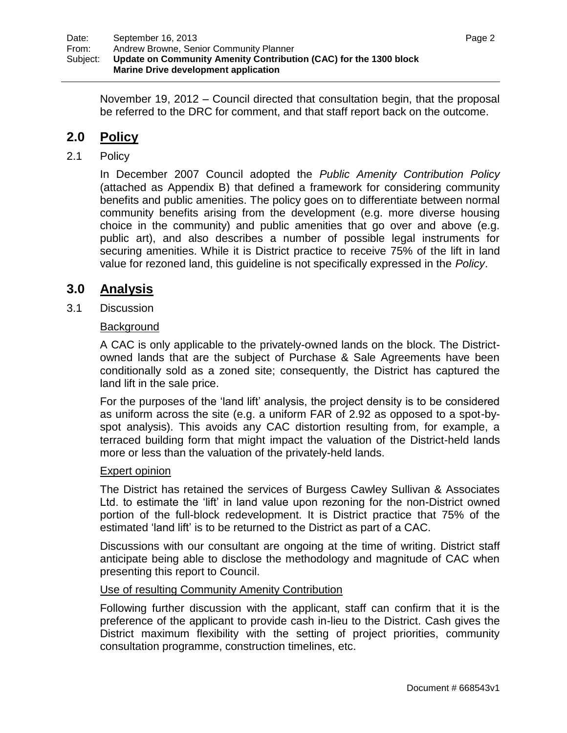November 19, 2012 – Council directed that consultation begin, that the proposal be referred to the DRC for comment, and that staff report back on the outcome.

## 2.0 Policy

### 2.1 Policy

In December 2007 Council adopted the *Public Amenity Contribution Policy* (attached as Appendix B) that defined a framework for considering community benefits and public amenities. The policy goes on to differentiate between normal community benefits arising from the development (e.g. more diverse housing choice in the community) and public amenities that go over and above (e.g. public art), and also describes a number of possible legal instruments for securing amenities. While it is District practice to receive 75% of the lift in land value for rezoned land, this guideline is not specifically expressed in the *Policy*.

## 3.0 Analysis

### 3.1 Discussion

Background

A CAC is only applicable to the privately-owned lands on the block. The District-owned lands that are the subject of Purchase & Sale Agreements have been conditionally sold as a zoned site; consequently, the District has captured the land lift in the sale price.

For the purposes of the 'land lift' analysis, the project density is to be considered as uniform across the site (e.g. a uniform FAR of 2.92 as opposed to a spot-by-spot analysis). This avoids any CAC distortion resulting from, for example, a terraced building form that might impact the valuation of the District-held lands more or less than the valuation of the privately-held lands.

Expert opinion

The District has retained the services of Burgess Cawley Sullivan & Associates Ltd. to estimate the 'lift' in land value upon rezoning for the non-District owned portion of the full-block redevelopment. It is District practice that 75% of the estimated 'land lift' is to be returned to the District as part of a CAC.

Discussions with our consultant are ongoing at the time of writing. District staff anticipate being able to disclose the methodology and magnitude of CAC when presenting this report to Council.

Use of resulting Community Amenity Contribution

Following further discussion with the applicant, staff can confirm that it is the preference of the applicant to provide cash in-lieu to the District. Cash gives the District maximum flexibility with the setting of project priorities, community consultation programme, construction timelines, etc.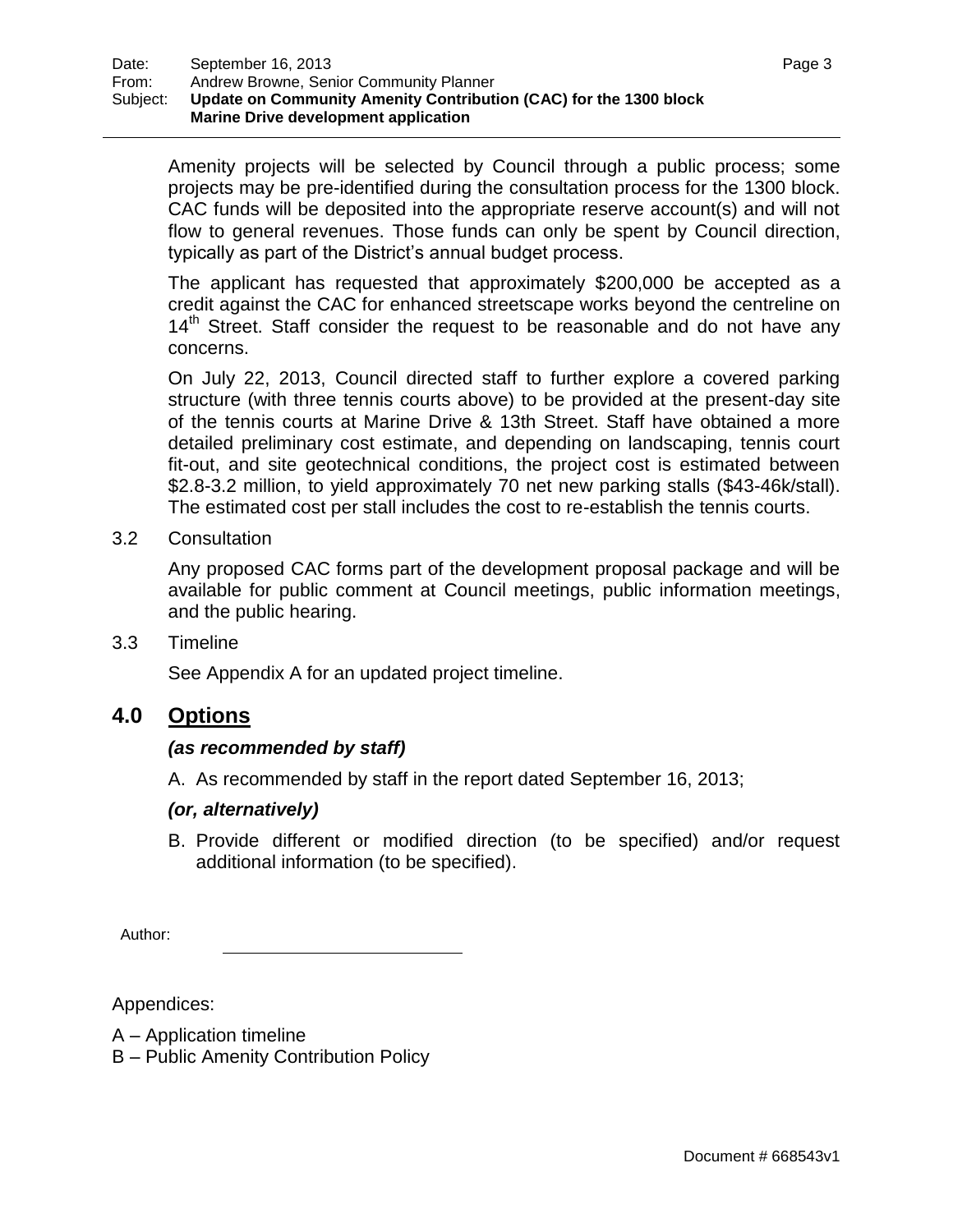Amenity projects will be selected by Council through a public process; some projects may be pre-identified during the consultation process for the 1300 block. CAC funds will be deposited into the appropriate reserve account(s) and will not flow to general revenues. Those funds can only be spent by Council direction, typically as part of the District's annual budget process.

The applicant has requested that approximately $200,000 be accepted as a credit against the CAC for enhanced streetscape works beyond the centreline on 14th Street. Staff consider the request to be reasonable and do not have any concerns.

On July 22, 2013, Council directed staff to further explore a covered parking structure (with three tennis courts above) to be provided at the present-day site of the tennis courts at Marine Drive & 13th Street. Staff have obtained a more detailed preliminary cost estimate, and depending on landscaping, tennis court fit-out, and site geotechnical conditions, the project cost is estimated between $2.8-3.2 million, to yield approximately 70 net new parking stalls ($43-46k/stall). The estimated cost per stall includes the cost to re-establish the tennis courts.

3.2 Consultation

Any proposed CAC forms part of the development proposal package and will be available for public comment at Council meetings, public information meetings, and the public hearing.

3.3 Timeline

See Appendix A for an updated project timeline.

## 4.0 Options

***(as recommended by staff)***

A. As recommended by staff in the report dated September 16, 2013;

***(or, alternatively)***

B. Provide different or modified direction (to be specified) and/or request additional information (to be specified).

Author:

Appendices:

A – Application timeline
B – Public Amenity Contribution Policy

Document # 668543v1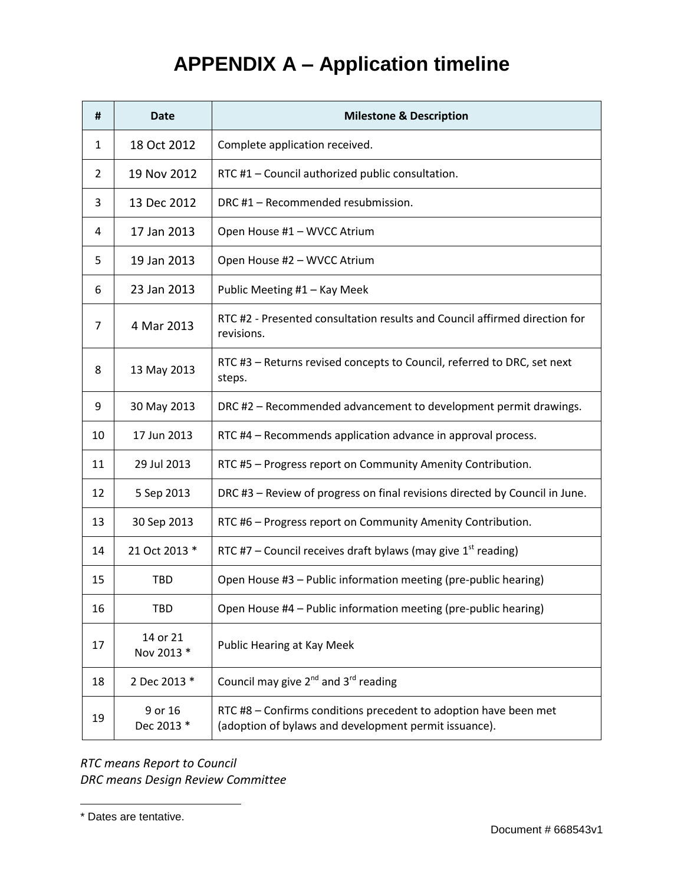# APPENDIX A – Application timeline

| # | Date | Milestone & Description |
|---|---|---|
| 1 | 18 Oct 2012 | Complete application received. |
| 2 | 19 Nov 2012 | RTC #1 – Council authorized public consultation. |
| 3 | 13 Dec 2012 | DRC #1 – Recommended resubmission. |
| 4 | 17 Jan 2013 | Open House #1 – WVCC Atrium |
| 5 | 19 Jan 2013 | Open House #2 – WVCC Atrium |
| 6 | 23 Jan 2013 | Public Meeting #1 – Kay Meek |
| 7 | 4 Mar 2013 | RTC #2 - Presented consultation results and Council affirmed direction for revisions. |
| 8 | 13 May 2013 | RTC #3 – Returns revised concepts to Council, referred to DRC, set next steps. |
| 9 | 30 May 2013 | DRC #2 – Recommended advancement to development permit drawings. |
| 10 | 17 Jun 2013 | RTC #4 – Recommends application advance in approval process. |
| 11 | 29 Jul 2013 | RTC #5 – Progress report on Community Amenity Contribution. |
| 12 | 5 Sep 2013 | DRC #3 – Review of progress on final revisions directed by Council in June. |
| 13 | 30 Sep 2013 | RTC #6 – Progress report on Community Amenity Contribution. |
| 14 | 21 Oct 2013 * | RTC #7 – Council receives draft bylaws (may give 1st reading) |
| 15 | TBD | Open House #3 – Public information meeting (pre-public hearing) |
| 16 | TBD | Open House #4 – Public information meeting (pre-public hearing) |
| 17 | 14 or 21 Nov 2013 * | Public Hearing at Kay Meek |
| 18 | 2 Dec 2013 * | Council may give 2nd and 3rd reading |
| 19 | 9 or 16 Dec 2013 * | RTC #8 – Confirms conditions precedent to adoption have been met (adoption of bylaws and development permit issuance). |

*RTC means Report to Council*
*DRC means Design Review Committee*

* Dates are tentative.

Document # 668543v1